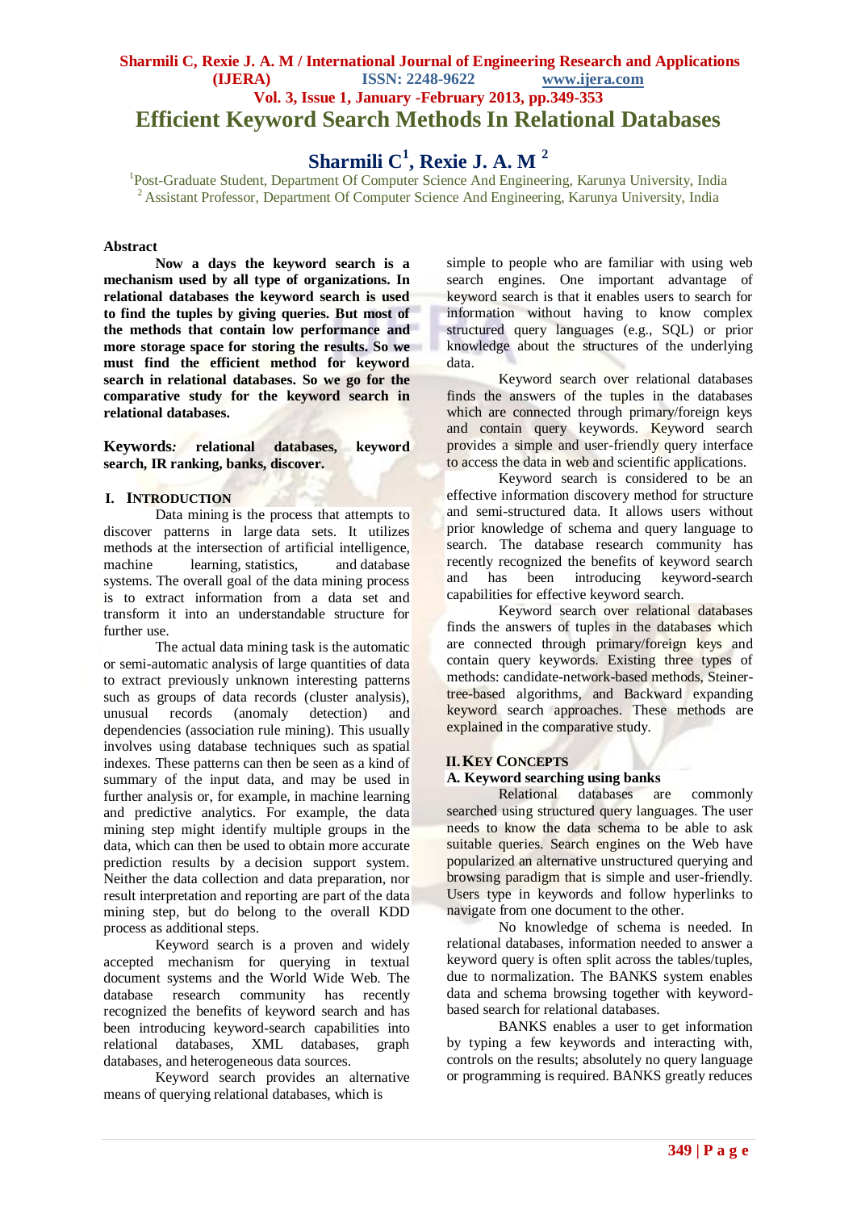# Efficient Keyword Search Methods In Relational Databases

## Sharmili C[1], Rexie J. A. M [2]

[1]Post-Graduate Student, Department Of Computer Science And Engineering, Karunya University, India
[2] Assistant Professor, Department Of Computer Science And Engineering, Karunya University, India

### Abstract

**Now a days the keyword search is a mechanism used by all type of organizations. In relational databases the keyword search is used to find the tuples by giving queries. But most of the methods that contain low performance and more storage space for storing the results. So we must find the efficient method for keyword search in relational databases. So we go for the comparative study for the keyword search in relational databases.**

**Keywords*:* relational databases, keyword search, IR ranking, banks, discover.**

## I. INTRODUCTION

Data mining is the process that attempts to discover patterns in large data sets. It utilizes methods at the intersection of artificial intelligence, machine learning, statistics, and database systems. The overall goal of the data mining process is to extract information from a data set and transform it into an understandable structure for further use.

The actual data mining task is the automatic or semi-automatic analysis of large quantities of data to extract previously unknown interesting patterns such as groups of data records (cluster analysis), unusual records (anomaly detection) and dependencies (association rule mining). This usually involves using database techniques such as spatial indexes. These patterns can then be seen as a kind of summary of the input data, and may be used in further analysis or, for example, in machine learning and predictive analytics. For example, the data mining step might identify multiple groups in the data, which can then be used to obtain more accurate prediction results by a decision support system. Neither the data collection and data preparation, nor result interpretation and reporting are part of the data mining step, but do belong to the overall KDD process as additional steps.

Keyword search is a proven and widely accepted mechanism for querying in textual document systems and the World Wide Web. The database research community has recently recognized the benefits of keyword search and has been introducing keyword-search capabilities into relational databases, XML databases, graph databases, and heterogeneous data sources.

Keyword search provides an alternative means of querying relational databases, which is simple to people who are familiar with using web search engines. One important advantage of keyword search is that it enables users to search for information without having to know complex structured query languages (e.g., SQL) or prior knowledge about the structures of the underlying data.

Keyword search over relational databases finds the answers of the tuples in the databases which are connected through primary/foreign keys and contain query keywords. Keyword search provides a simple and user-friendly query interface to access the data in web and scientific applications.

Keyword search is considered to be an effective information discovery method for structure and semi-structured data. It allows users without prior knowledge of schema and query language to search. The database research community has recently recognized the benefits of keyword search and has been introducing keyword-search capabilities for effective keyword search.

Keyword search over relational databases finds the answers of tuples in the databases which are connected through primary/foreign keys and contain query keywords. Existing three types of methods: candidate-network-based methods, Steiner-tree-based algorithms, and Backward expanding keyword search approaches. These methods are explained in the comparative study.

## II. KEY CONCEPTS

### A. Keyword searching using banks

Relational databases are commonly searched using structured query languages. The user needs to know the data schema to be able to ask suitable queries. Search engines on the Web have popularized an alternative unstructured querying and browsing paradigm that is simple and user-friendly. Users type in keywords and follow hyperlinks to navigate from one document to the other.

No knowledge of schema is needed. In relational databases, information needed to answer a keyword query is often split across the tables/tuples, due to normalization. The BANKS system enables data and schema browsing together with keyword-based search for relational databases.

BANKS enables a user to get information by typing a few keywords and interacting with, controls on the results; absolutely no query language or programming is required. BANKS greatly reduces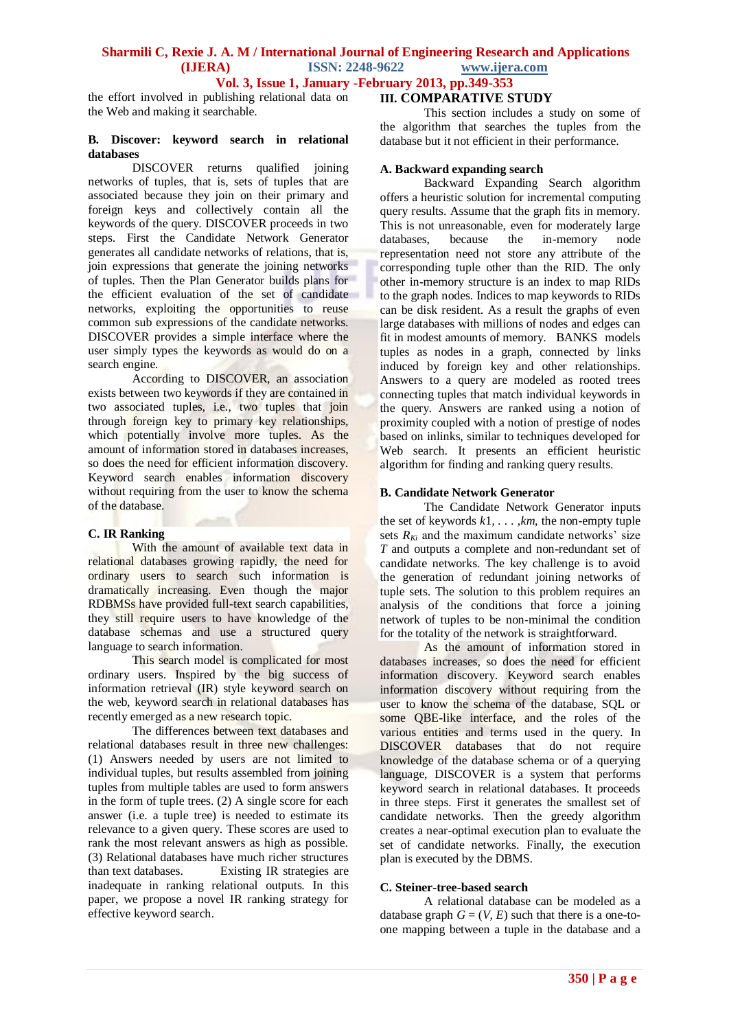the effort involved in publishing relational data on the Web and making it searchable.

**B. Discover: keyword search in relational databases**

DISCOVER returns qualified joining networks of tuples, that is, sets of tuples that are associated because they join on their primary and foreign keys and collectively contain all the keywords of the query. DISCOVER proceeds in two steps. First the Candidate Network Generator generates all candidate networks of relations, that is, join expressions that generate the joining networks of tuples. Then the Plan Generator builds plans for the efficient evaluation of the set of candidate networks, exploiting the opportunities to reuse common sub expressions of the candidate networks. DISCOVER provides a simple interface where the user simply types the keywords as would do on a search engine.

According to DISCOVER, an association exists between two keywords if they are contained in two associated tuples, i.e., two tuples that join through foreign key to primary key relationships, which potentially involve more tuples. As the amount of information stored in databases increases, so does the need for efficient information discovery. Keyword search enables information discovery without requiring from the user to know the schema of the database.

**C. IR Ranking**

With the amount of available text data in relational databases growing rapidly, the need for ordinary users to search such information is dramatically increasing. Even though the major RDBMSs have provided full-text search capabilities, they still require users to have knowledge of the database schemas and use a structured query language to search information.

This search model is complicated for most ordinary users. Inspired by the big success of information retrieval (IR) style keyword search on the web, keyword search in relational databases has recently emerged as a new research topic.

The differences between text databases and relational databases result in three new challenges: (1) Answers needed by users are not limited to individual tuples, but results assembled from joining tuples from multiple tables are used to form answers in the form of tuple trees. (2) A single score for each answer (i.e. a tuple tree) is needed to estimate its relevance to a given query. These scores are used to rank the most relevant answers as high as possible. (3) Relational databases have much richer structures than text databases. Existing IR strategies are inadequate in ranking relational outputs. In this paper, we propose a novel IR ranking strategy for effective keyword search.

## III. COMPARATIVE STUDY

This section includes a study on some of the algorithm that searches the tuples from the database but it not efficient in their performance.

**A. Backward expanding search**

Backward Expanding Search algorithm offers a heuristic solution for incremental computing query results. Assume that the graph fits in memory. This is not unreasonable, even for moderately large databases, because the in-memory node representation need not store any attribute of the corresponding tuple other than the RID. The only other in-memory structure is an index to map RIDs to the graph nodes. Indices to map keywords to RIDs can be disk resident. As a result the graphs of even large databases with millions of nodes and edges can fit in modest amounts of memory. BANKS models tuples as nodes in a graph, connected by links induced by foreign key and other relationships. Answers to a query are modeled as rooted trees connecting tuples that match individual keywords in the query. Answers are ranked using a notion of proximity coupled with a notion of prestige of nodes based on inlinks, similar to techniques developed for Web search. It presents an efficient heuristic algorithm for finding and ranking query results.

**B. Candidate Network Generator**

The Candidate Network Generator inputs the set of keywords $k1, \ldots, km$, the non-empty tuple sets $R_{Ki}$ and the maximum candidate networks' size $T$ and outputs a complete and non-redundant set of candidate networks. The key challenge is to avoid the generation of redundant joining networks of tuple sets. The solution to this problem requires an analysis of the conditions that force a joining network of tuples to be non-minimal the condition for the totality of the network is straightforward.

As the amount of information stored in databases increases, so does the need for efficient information discovery. Keyword search enables information discovery without requiring from the user to know the schema of the database, SQL or some QBE-like interface, and the roles of the various entities and terms used in the query. In DISCOVER databases that do not require knowledge of the database schema or of a querying language, DISCOVER is a system that performs keyword search in relational databases. It proceeds in three steps. First it generates the smallest set of candidate networks. Then the greedy algorithm creates a near-optimal execution plan to evaluate the set of candidate networks. Finally, the execution plan is executed by the DBMS.

**C. Steiner-tree-based search**

A relational database can be modeled as a database graph $G = (V, E)$ such that there is a one-to-one mapping between a tuple in the database and a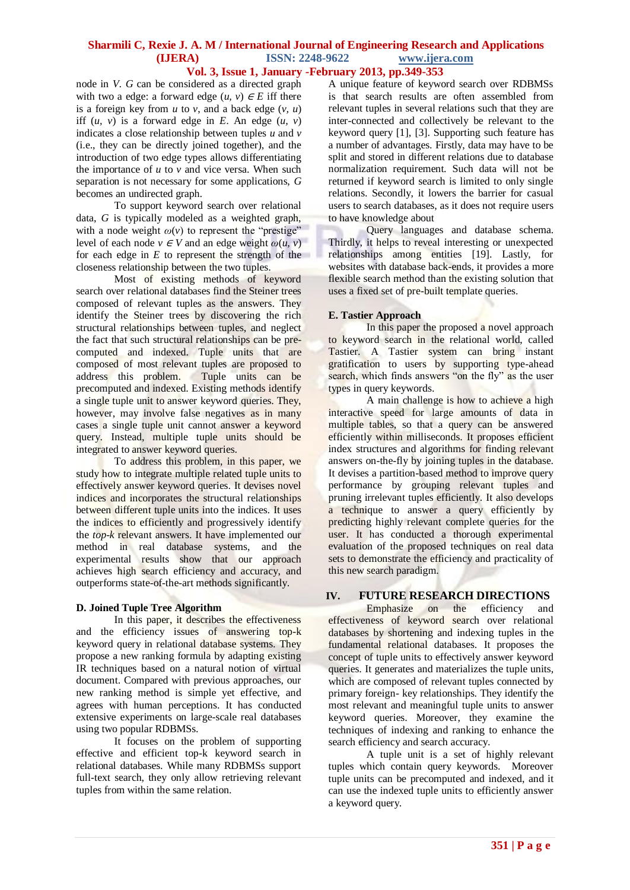node in *V*. *G* can be considered as a directed graph with two a edge: a forward edge $(u, v) \in E$ iff there is a foreign key from *u* to *v*, and a back edge $(v, u)$ iff $(u, v)$ is a forward edge in *E*. An edge $(u, v)$ indicates a close relationship between tuples *u* and *v* (i.e., they can be directly joined together), and the introduction of two edge types allows differentiating the importance of *u* to *v* and vice versa. When such separation is not necessary for some applications, *G* becomes an undirected graph.

To support keyword search over relational data, *G* is typically modeled as a weighted graph, with a node weight $\omega(v)$ to represent the "prestige" level of each node $v \in V$ and an edge weight $\omega(u, v)$ for each edge in *E* to represent the strength of the closeness relationship between the two tuples.

Most of existing methods of keyword search over relational databases find the Steiner trees composed of relevant tuples as the answers. They identify the Steiner trees by discovering the rich structural relationships between tuples, and neglect the fact that such structural relationships can be pre-computed and indexed. Tuple units that are composed of most relevant tuples are proposed to address this problem. Tuple units can be precomputed and indexed. Existing methods identify a single tuple unit to answer keyword queries. They, however, may involve false negatives as in many cases a single tuple unit cannot answer a keyword query. Instead, multiple tuple units should be integrated to answer keyword queries.

To address this problem, in this paper, we study how to integrate multiple related tuple units to effectively answer keyword queries. It devises novel indices and incorporates the structural relationships between different tuple units into the indices. It uses the indices to efficiently and progressively identify the *top-k* relevant answers. It have implemented our method in real database systems, and the experimental results show that our approach achieves high search efficiency and accuracy, and outperforms state-of-the-art methods significantly.

### D. Joined Tuple Tree Algorithm

In this paper, it describes the effectiveness and the efficiency issues of answering top-k keyword query in relational database systems. They propose a new ranking formula by adapting existing IR techniques based on a natural notion of virtual document. Compared with previous approaches, our new ranking method is simple yet effective, and agrees with human perceptions. It has conducted extensive experiments on large-scale real databases using two popular RDBMSs.

It focuses on the problem of supporting effective and efficient top-k keyword search in relational databases. While many RDBMSs support full-text search, they only allow retrieving relevant tuples from within the same relation. A unique feature of keyword search over RDBMSs is that search results are often assembled from relevant tuples in several relations such that they are inter-connected and collectively be relevant to the keyword query [1], [3]. Supporting such feature has a number of advantages. Firstly, data may have to be split and stored in different relations due to database normalization requirement. Such data will not be returned if keyword search is limited to only single relations. Secondly, it lowers the barrier for casual users to search databases, as it does not require users to have knowledge about

Query languages and database schema. Thirdly, it helps to reveal interesting or unexpected relationships among entities [19]. Lastly, for websites with database back-ends, it provides a more flexible search method than the existing solution that uses a fixed set of pre-built template queries.

### E. Tastier Approach

In this paper the proposed a novel approach to keyword search in the relational world, called Tastier. A Tastier system can bring instant gratification to users by supporting type-ahead search, which finds answers "on the fly" as the user types in query keywords.

A main challenge is how to achieve a high interactive speed for large amounts of data in multiple tables, so that a query can be answered efficiently within milliseconds. It proposes efficient index structures and algorithms for finding relevant answers on-the-fly by joining tuples in the database. It devises a partition-based method to improve query performance by grouping relevant tuples and pruning irrelevant tuples efficiently. It also develops a technique to answer a query efficiently by predicting highly relevant complete queries for the user. It has conducted a thorough experimental evaluation of the proposed techniques on real data sets to demonstrate the efficiency and practicality of this new search paradigm.

## IV. FUTURE RESEARCH DIRECTIONS

Emphasize on the efficiency and effectiveness of keyword search over relational databases by shortening and indexing tuples in the fundamental relational databases. It proposes the concept of tuple units to effectively answer keyword queries. It generates and materializes the tuple units, which are composed of relevant tuples connected by primary foreign- key relationships. They identify the most relevant and meaningful tuple units to answer keyword queries. Moreover, they examine the techniques of indexing and ranking to enhance the search efficiency and search accuracy.

A tuple unit is a set of highly relevant tuples which contain query keywords. Moreover tuple units can be precomputed and indexed, and it can use the indexed tuple units to efficiently answer a keyword query.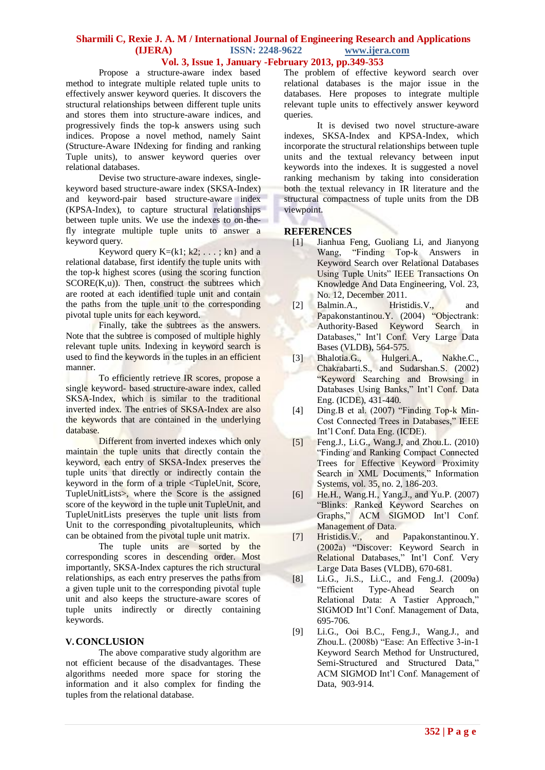Propose a structure-aware index based method to integrate multiple related tuple units to effectively answer keyword queries. It discovers the structural relationships between different tuple units and stores them into structure-aware indices, and progressively finds the top-k answers using such indices. Propose a novel method, namely Saint (Structure-Aware INdexing for finding and ranking Tuple units), to answer keyword queries over relational databases.

Devise two structure-aware indexes, single-keyword based structure-aware index (SKSA-Index) and keyword-pair based structure-aware index (KPSA-Index), to capture structural relationships between tuple units. We use the indexes to on-the-fly integrate multiple tuple units to answer a keyword query.

Keyword query K=(k1; k2; . . . ; kn} and a relational database, first identify the tuple units with the top-k highest scores (using the scoring function SCORE(K,u)). Then, construct the subtrees which are rooted at each identified tuple unit and contain the paths from the tuple unit to the corresponding pivotal tuple units for each keyword.

Finally, take the subtrees as the answers. Note that the subtree is composed of multiple highly relevant tuple units. Indexing in keyword search is used to find the keywords in the tuples in an efficient manner.

To efficiently retrieve IR scores, propose a single keyword- based structure-aware index, called SKSA-Index, which is similar to the traditional inverted index. The entries of SKSA-Index are also the keywords that are contained in the underlying database.

Different from inverted indexes which only maintain the tuple units that directly contain the keyword, each entry of SKSA-Index preserves the tuple units that directly or indirectly contain the keyword in the form of a triple <TupleUnit, Score, TupleUnitLists>, where the Score is the assigned score of the keyword in the tuple unit TupleUnit, and TupleUnitLists preserves the tuple unit lists from Unit to the corresponding pivotaltupleunits, which can be obtained from the pivotal tuple unit matrix.

The tuple units are sorted by the corresponding scores in descending order. Most importantly, SKSA-Index captures the rich structural relationships, as each entry preserves the paths from a given tuple unit to the corresponding pivotal tuple unit and also keeps the structure-aware scores of tuple units indirectly or directly containing keywords.

## V. CONCLUSION

The above comparative study algorithm are not efficient because of the disadvantages. These algorithms needed more space for storing the information and it also complex for finding the tuples from the relational database.

The problem of effective keyword search over relational databases is the major issue in the databases. Here proposes to integrate multiple relevant tuple units to effectively answer keyword queries.

It is devised two novel structure-aware indexes, SKSA-Index and KPSA-Index, which incorporate the structural relationships between tuple units and the textual relevancy between input keywords into the indexes. It is suggested a novel ranking mechanism by taking into consideration both the textual relevancy in IR literature and the structural compactness of tuple units from the DB viewpoint.

## REFERENCES

[1] Jianhua Feng, Guoliang Li, and Jianyong Wang, "Finding Top-k Answers in Keyword Search over Relational Databases Using Tuple Units" IEEE Transactions On Knowledge And Data Engineering, Vol. 23, No. 12, December 2011.

[2] Balmin.A., Hristidis.V., and Papakonstantinou.Y. (2004) "Objectrank: Authority-Based Keyword Search in Databases," Int'l Conf. Very Large Data Bases (VLDB), 564-575.

[3] Bhalotia.G., Hulgeri.A., Nakhe.C., Chakrabarti.S., and Sudarshan.S. (2002) "Keyword Searching and Browsing in Databases Using Banks," Int'l Conf. Data Eng. (ICDE), 431-440.

[4] Ding.B et al. (2007) "Finding Top-k Min-Cost Connected Trees in Databases," IEEE Int'l Conf. Data Eng. (ICDE).

[5] Feng.J., Li.G., Wang.J, and Zhou.L. (2010) "Finding and Ranking Compact Connected Trees for Effective Keyword Proximity Search in XML Documents," Information Systems, vol. 35, no. 2, 186-203.

[6] He.H., Wang.H., Yang.J., and Yu.P. (2007) "Blinks: Ranked Keyword Searches on Graphs," ACM SIGMOD Int'l Conf. Management of Data.

[7] Hristidis.V., and Papakonstantinou.Y. (2002a) "Discover: Keyword Search in Relational Databases," Int'l Conf. Very Large Data Bases (VLDB), 670-681.

[8] Li.G., Ji.S., Li.C., and Feng.J. (2009a) "Efficient Type-Ahead Search on Relational Data: A Tastier Approach," SIGMOD Int'l Conf. Management of Data, 695-706.

[9] Li.G., Ooi B.C., Feng.J., Wang.J., and Zhou.L. (2008b) "Ease: An Effective 3-in-1 Keyword Search Method for Unstructured, Semi-Structured and Structured Data," ACM SIGMOD Int'l Conf. Management of Data, 903-914.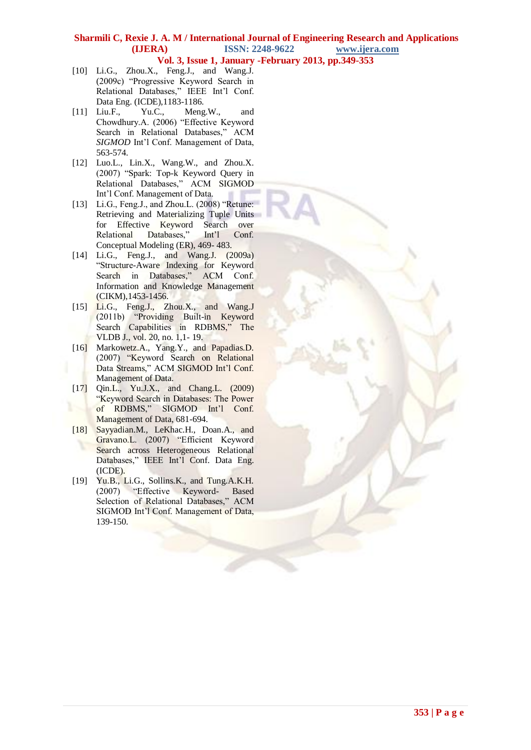[10] Li.G., Zhou.X., Feng.J., and Wang.J. (2009c) "Progressive Keyword Search in Relational Databases," IEEE Int'l Conf. Data Eng. (ICDE),1183-1186.

[11] Liu.F., Yu.C., Meng.W., and Chowdhury.A. (2006) "Effective Keyword Search in Relational Databases," ACM *SIGMOD* Int'l Conf. Management of Data, 563-574.

[12] Luo.L., Lin.X., Wang.W., and Zhou.X. (2007) "Spark: Top-k Keyword Query in Relational Databases," ACM SIGMOD Int'l Conf. Management of Data.

[13] Li.G., Feng.J., and Zhou.L. (2008) "Retune: Retrieving and Materializing Tuple Units for Effective Keyword Search over Relational Databases," Int'l Conf. Conceptual Modeling (ER), 469- 483.

[14] Li.G., Feng.J., and Wang.J. (2009a) "Structure-Aware Indexing for Keyword Search in Databases," ACM Conf. Information and Knowledge Management (CIKM),1453-1456.

[15] Li.G., Feng.J., Zhou.X., and Wang.J (2011b) "Providing Built-in Keyword Search Capabilities in RDBMS," The VLDB J., vol. 20, no. 1,1- 19.

[16] Markowetz.A., Yang.Y., and Papadias.D. (2007) "Keyword Search on Relational Data Streams," ACM SIGMOD Int'l Conf. Management of Data.

[17] Qin.L., Yu.J.X., and Chang.L. (2009) "Keyword Search in Databases: The Power of RDBMS," SIGMOD Int'l Conf. Management of Data, 681-694.

[18] Sayyadian.M., LeKhac.H., Doan.A., and Gravano.L. (2007) "Efficient Keyword Search across Heterogeneous Relational Databases," IEEE Int'l Conf. Data Eng. (ICDE).

[19] Yu.B., Li.G., Sollins.K., and Tung.A.K.H. (2007) "Effective Keyword- Based Selection of Relational Databases," ACM SIGMOD Int'l Conf. Management of Data, 139-150.